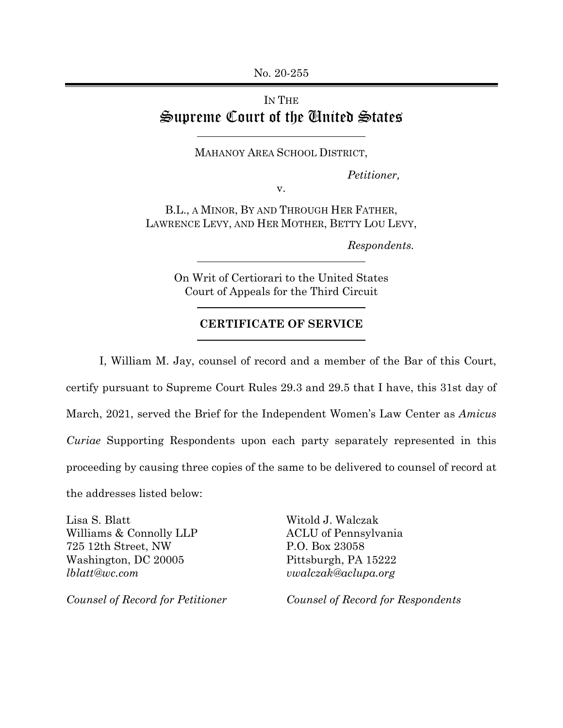No. 20-255

IN THE
# Supreme Court of the United States

MAHANOY AREA SCHOOL DISTRICT,

*Petitioner,*

v.

B.L., A MINOR, BY AND THROUGH HER FATHER, LAWRENCE LEVY, AND HER MOTHER, BETTY LOU LEVY,

*Respondents.*

On Writ of Certiorari to the United States Court of Appeals for the Third Circuit

## CERTIFICATE OF SERVICE

I, William M. Jay, counsel of record and a member of the Bar of this Court, certify pursuant to Supreme Court Rules 29.3 and 29.5 that I have, this 31st day of March, 2021, served the Brief for the Independent Women's Law Center as *Amicus Curiae* Supporting Respondents upon each party separately represented in this proceeding by causing three copies of the same to be delivered to counsel of record at the addresses listed below:

Lisa S. Blatt
Williams & Connolly LLP
725 12th Street, NW
Washington, DC 20005
*lblatt@wc.com*

*Counsel of Record for Petitioner*

Witold J. Walczak
ACLU of Pennsylvania
P.O. Box 23058
Pittsburgh, PA 15222
*vwalczak@aclupa.org*

*Counsel of Record for Respondents*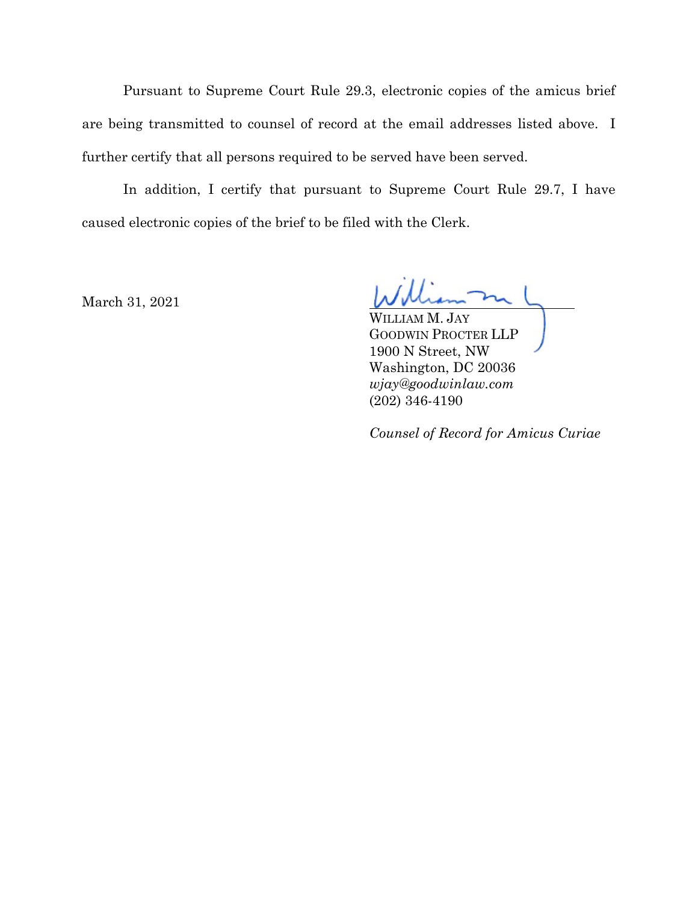Pursuant to Supreme Court Rule 29.3, electronic copies of the amicus brief are being transmitted to counsel of record at the email addresses listed above. I further certify that all persons required to be served have been served.

In addition, I certify that pursuant to Supreme Court Rule 29.7, I have caused electronic copies of the brief to be filed with the Clerk.

March 31, 2021

WILLIAM M. JAY
GOODWIN PROCTER LLP
1900 N Street, NW
Washington, DC 20036
*wjay@goodwinlaw.com*
(202) 346-4190

*Counsel of Record for Amicus Curiae*